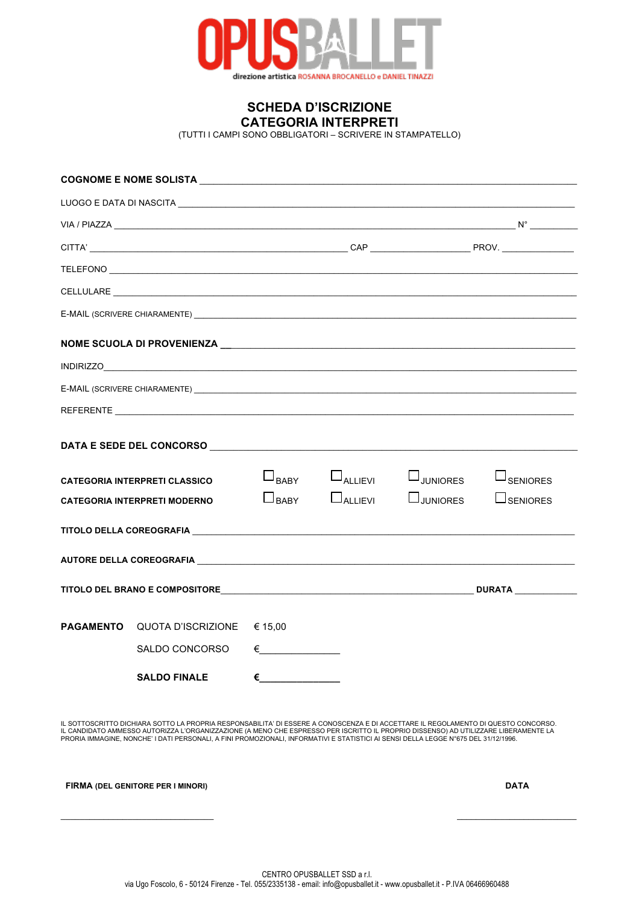# OPUSBALLET

direzione artistica ROSANNA BROCANELLO e DANIEL TINAZZI

## SCHEDA D'ISCRIZIONE
## CATEGORIA INTERPRETI

(TUTTI I CAMPI SONO OBBLIGATORI – SCRIVERE IN STAMPATELLO)

**COGNOME E NOME SOLISTA** ___________________________________________

LUOGO E DATA DI NASCITA ___________________________________________

VIA / PIAZZA ___________________________________________ N° _________

CITTA' ___________________________ CAP _______________ PROV. ___________

TELEFONO ___________________________________________

CELLULARE ___________________________________________

E-MAIL (SCRIVERE CHIARAMENTE) ___________________________________________

**NOME SCUOLA DI PROVENIENZA** ___________________________________________

INDIRIZZO___________________________________________

E-MAIL (SCRIVERE CHIARAMENTE) ___________________________________________

REFERENTE ___________________________________________

**DATA E SEDE DEL CONCORSO** ___________________________________________

| | | | | |
|---|---|---|---|---|
| **CATEGORIA INTERPRETI CLASSICO** | ☐ BABY | ☐ ALLIEVI | ☐ JUNIORES | ☐ SENIORES |
| **CATEGORIA INTERPRETI MODERNO** | ☐ BABY | ☐ ALLIEVI | ☐ JUNIORES | ☐ SENIORES |

**TITOLO DELLA COREOGRAFIA** ___________________________________________

**AUTORE DELLA COREOGRAFIA** ___________________________________________

**TITOLO DEL BRANO E COMPOSITORE**___________________________ **DURATA** ___________

| | | |
|---|---|---|
| **PAGAMENTO** | QUOTA D'ISCRIZIONE | € 15,00 |
| | SALDO CONCORSO | €______________ |
| | **SALDO FINALE** | **€______________** |

IL SOTTOSCRITTO DICHIARA SOTTO LA PROPRIA RESPONSABILITA' DI ESSERE A CONOSCENZA E DI ACCETTARE IL REGOLAMENTO DI QUESTO CONCORSO. IL CANDIDATO AMMESSO AUTORIZZA L'ORGANIZZAZIONE (A MENO CHE ESPRESSO PER ISCRITTO IL PROPRIO DISSENSO) AD UTILIZZARE LIBERAMENTE LA PRORIA IMMAGINE, NONCHE' I DATI PERSONALI, A FINI PROMOZIONALI, INFORMATIVI E STATISTICI AI SENSI DELLA LEGGE N°675 DEL 31/12/1996.

**FIRMA** (DEL GENITORE PER I MINORI) **DATA**

_____________________________ _____________________

CENTRO OPUSBALLET SSD a r.l.
via Ugo Foscolo, 6 - 50124 Firenze - Tel. 055/2335138 - email: info@opusballet.it - www.opusballet.it - P.IVA 06466960488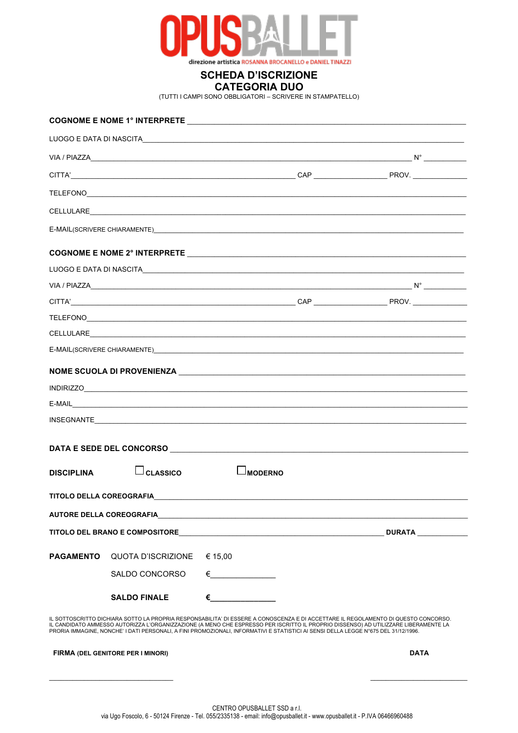# OPUSBALLET

direzione artistica ROSANNA BROCANELLO e DANIEL TINAZZI

## SCHEDA D'ISCRIZIONE
## CATEGORIA DUO

(TUTTI I CAMPI SONO OBBLIGATORI – SCRIVERE IN STAMPATELLO)

**COGNOME E NOME 1° INTERPRETE** ____________________

LUOGO E DATA DI NASCITA____________________

VIA / PIAZZA____________________ N° __________

CITTA'____________________ CAP __________ PROV. __________

TELEFONO____________________

CELLULARE____________________

E-MAIL(SCRIVERE CHIARAMENTE)____________________

**COGNOME E NOME 2° INTERPRETE** ____________________

LUOGO E DATA DI NASCITA____________________

VIA / PIAZZA____________________ N° __________

CITTA'____________________ CAP __________ PROV. __________

TELEFONO____________________

CELLULARE____________________

E-MAIL(SCRIVERE CHIARAMENTE)____________________

**NOME SCUOLA DI PROVENIENZA** ____________________

INDIRIZZO____________________

E-MAIL____________________

INSEGNANTE____________________

**DATA E SEDE DEL CONCORSO** ____________________

**DISCIPLINA** ☐ **CLASSICO** ☐ **MODERNO**

**TITOLO DELLA COREOGRAFIA**____________________

**AUTORE DELLA COREOGRAFIA**____________________

**TITOLO DEL BRANO E COMPOSITORE**____________________ **DURATA** __________

**PAGAMENTO** QUOTA D'ISCRIZIONE € 15,00

SALDO CONCORSO €__________

**SALDO FINALE** **€__________**

IL SOTTOSCRITTO DICHIARA SOTTO LA PROPRIA RESPONSABILITA' DI ESSERE A CONOSCENZA E DI ACCETTARE IL REGOLAMENTO DI QUESTO CONCORSO. IL CANDIDATO AMMESSO AUTORIZZA L'ORGANIZZAZIONE (A MENO CHE ESPRESSO PER ISCRITTO IL PROPRIO DISSENSO) AD UTILIZZARE LIBERAMENTE LA PRORIA IMMAGINE, NONCHE' I DATI PERSONALI, A FINI PROMOZIONALI, INFORMATIVI E STATISTICI AI SENSI DELLA LEGGE N°675 DEL 31/12/1996.

**FIRMA** **(DEL GENITORE PER I MINORI)** **DATA**

____________________ ____________________

CENTRO OPUSBALLET SSD a r.l.
via Ugo Foscolo, 6 - 50124 Firenze - Tel. 055/2335138 - email: info@opusballet.it - www.opusballet.it - P.IVA 06466960488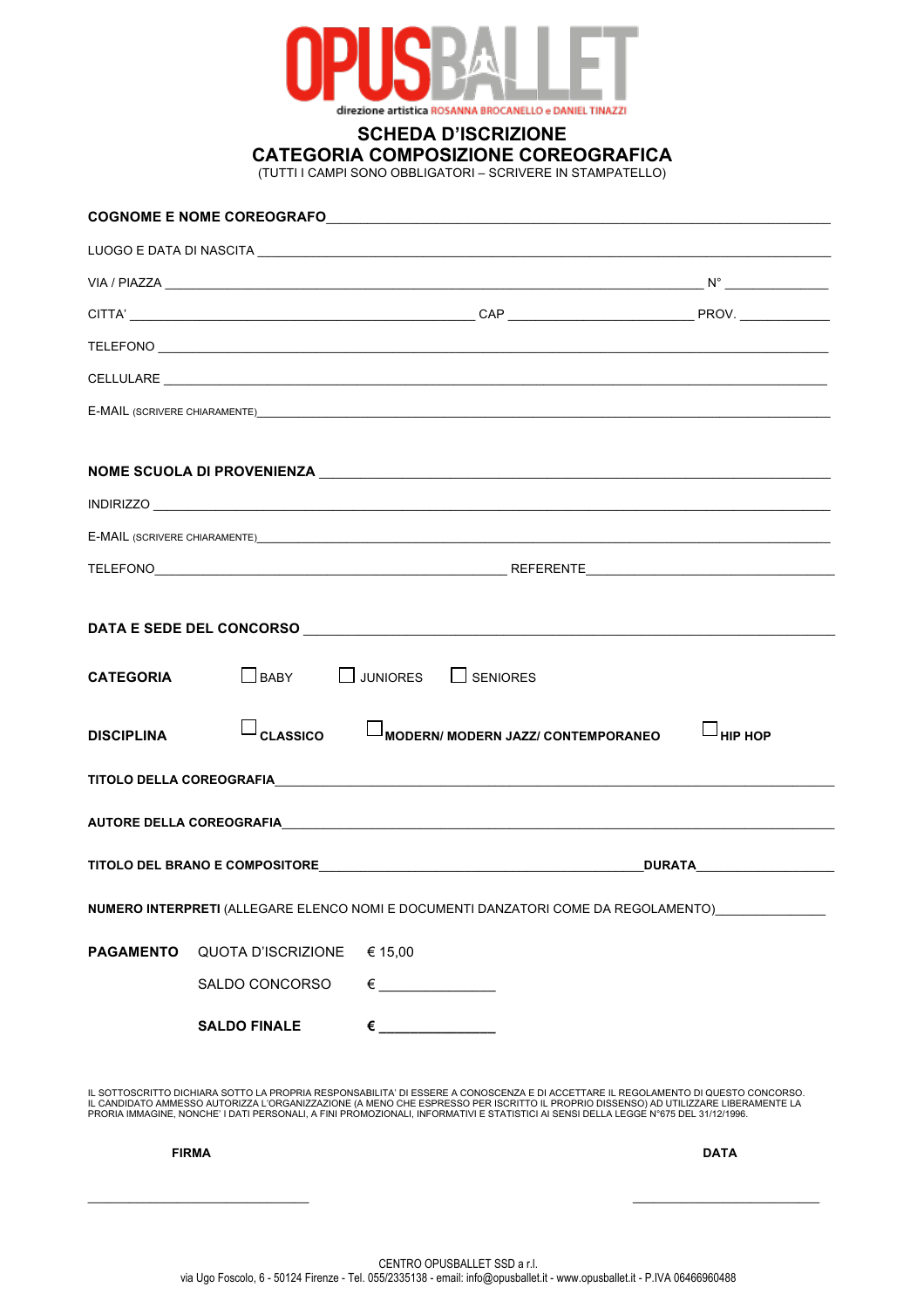OPUSBALLET

direzione artistica ROSANNA BROCANELLO e DANIEL TINAZZI

# SCHEDA D'ISCRIZIONE
# CATEGORIA COMPOSIZIONE COREOGRAFICA

(TUTTI I CAMPI SONO OBBLIGATORI – SCRIVERE IN STAMPATELLO)

**COGNOME E NOME COREOGRAFO** ______________________________________________

LUOGO E DATA DI NASCITA ______________________________________________

VIA / PIAZZA ______________________________________________ N° ____________

CITTA' ______________________________ CAP ____________________ PROV. ____________

TELEFONO ______________________________________________

CELLULARE ______________________________________________

E-MAIL (SCRIVERE CHIARAMENTE) ______________________________________________

**NOME SCUOLA DI PROVENIENZA** ______________________________________________

INDIRIZZO ______________________________________________

E-MAIL (SCRIVERE CHIARAMENTE) ______________________________________________

TELEFONO ______________________________ REFERENTE ______________________________

**DATA E SEDE DEL CONCORSO** ______________________________________________

**CATEGORIA** ☐ BABY ☐ JUNIORES ☐ SENIORES

**DISCIPLINA** ☐ **CLASSICO** ☐ **MODERN/ MODERN JAZZ/ CONTEMPORANEO** ☐ **HIP HOP**

**TITOLO DELLA COREOGRAFIA** ______________________________________________

**AUTORE DELLA COREOGRAFIA** ______________________________________________

**TITOLO DEL BRANO E COMPOSITORE** ______________________________ **DURATA** ____________

**NUMERO INTERPRETI** (ALLEGARE ELENCO NOMI E DOCUMENTI DANZATORI COME DA REGOLAMENTO) ____________

**PAGAMENTO** QUOTA D'ISCRIZIONE € 15,00

SALDO CONCORSO € ____________

**SALDO FINALE** **€ ____________**

IL SOTTOSCRITTO DICHIARA SOTTO LA PROPRIA RESPONSABILITA' DI ESSERE A CONOSCENZA E DI ACCETTARE IL REGOLAMENTO DI QUESTO CONCORSO. IL CANDIDATO AMMESSO AUTORIZZA L'ORGANIZZAZIONE (A MENO CHE ESPRESSO PER ISCRITTO IL PROPRIO DISSENSO) AD UTILIZZARE LIBERAMENTE LA PRORIA IMMAGINE, NONCHE' I DATI PERSONALI, A FINI PROMOZIONALI, INFORMATIVI E STATISTICI AI SENSI DELLA LEGGE N°675 DEL 31/12/1996.

**FIRMA** ______________________________ **DATA** ______________________________

CENTRO OPUSBALLET SSD a r.l.
via Ugo Foscolo, 6 - 50124 Firenze - Tel. 055/2335138 - email: info@opusballet.it - www.opusballet.it - P.IVA 06466960488